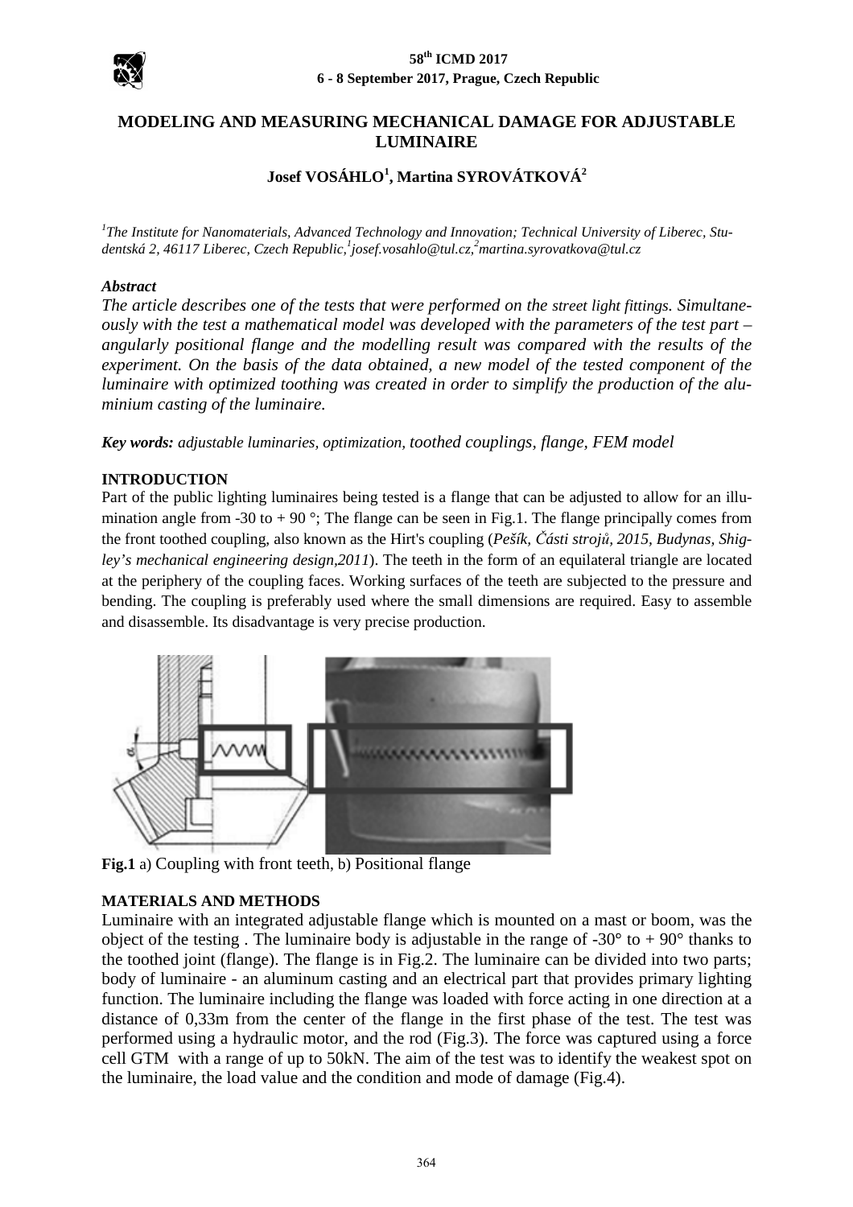# MODELING AND MEASURING MECHANICAL DAMAGE FOR ADJUSTABLE LUMINAIRE

**Josef VOSÁHLO[1], Martina SYROVÁTKOVÁ[2]**

*[1]The Institute for Nanomaterials, Advanced Technology and Innovation; Technical University of Liberec, Studentská 2, 46117 Liberec, Czech Republic, [1]josef.vosahlo@tul.cz, [2]martina.syrovatkova@tul.cz*

***Abstract***

*The article describes one of the tests that were performed on the street light fittings. Simultaneously with the test a mathematical model was developed with the parameters of the test part – angularly positional flange and the modelling result was compared with the results of the experiment. On the basis of the data obtained, a new model of the tested component of the luminaire with optimized toothing was created in order to simplify the production of the aluminium casting of the luminaire.*

***Key words:*** *adjustable luminaries, optimization, toothed couplings, flange, FEM model*

## INTRODUCTION

Part of the public lighting luminaires being tested is a flange that can be adjusted to allow for an illumination angle from -30 to + 90 °; The flange can be seen in Fig.1. The flange principally comes from the front toothed coupling, also known as the Hirt's coupling (*Pešík, Části strojů, 2015, Budynas, Shigley's mechanical engineering design,2011*). The teeth in the form of an equilateral triangle are located at the periphery of the coupling faces. Working surfaces of the teeth are subjected to the pressure and bending. The coupling is preferably used where the small dimensions are required. Easy to assemble and disassemble. Its disadvantage is very precise production.

**Fig.1** a) Coupling with front teeth, b) Positional flange

## MATERIALS AND METHODS

Luminaire with an integrated adjustable flange which is mounted on a mast or boom, was the object of the testing . The luminaire body is adjustable in the range of -30° to + 90° thanks to the toothed joint (flange). The flange is in Fig.2. The luminaire can be divided into two parts; body of luminaire - an aluminum casting and an electrical part that provides primary lighting function. The luminaire including the flange was loaded with force acting in one direction at a distance of 0,33m from the center of the flange in the first phase of the test. The test was performed using a hydraulic motor, and the rod (Fig.3). The force was captured using a force cell GTM with a range of up to 50kN. The aim of the test was to identify the weakest spot on the luminaire, the load value and the condition and mode of damage (Fig.4).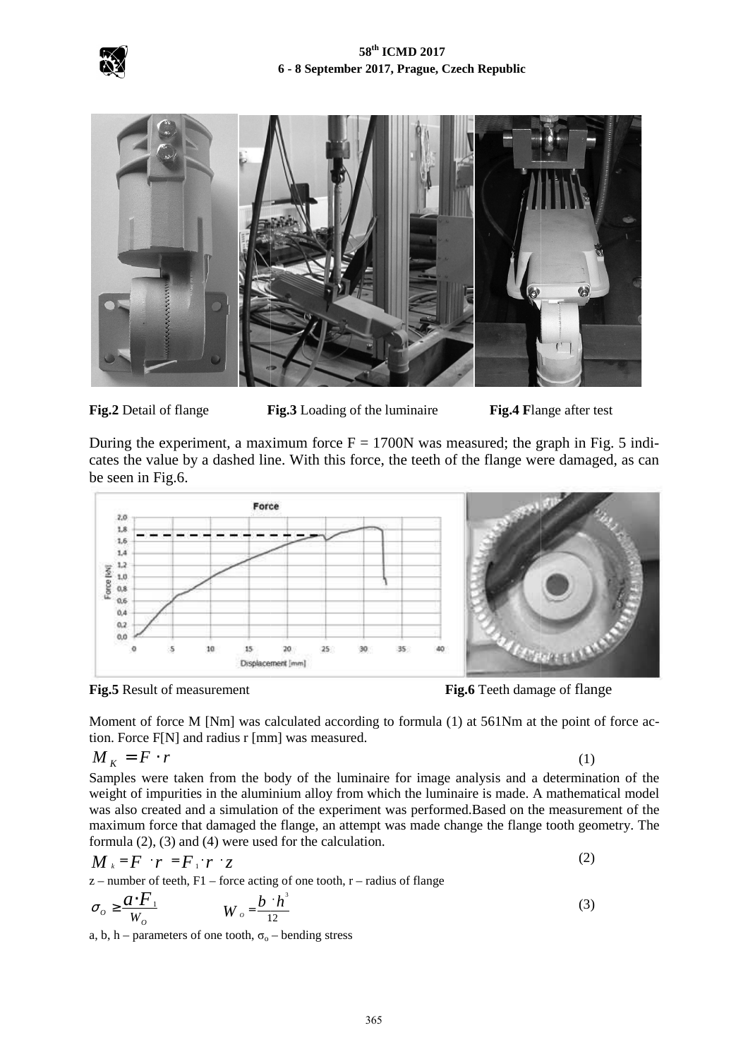**Fig.2** Detail of flange **Fig.3** Loading of the luminaire **Fig.4 F**lange after test

During the experiment, a maximum force F = 1700N was measured; the graph in Fig. 5 indicates the value by a dashed line. With this force, the teeth of the flange were damaged, as can be seen in Fig.6.

**Fig.5** Result of measurement **Fig.6** Teeth damage of flange

Moment of force M [Nm] was calculated according to formula (1) at 561Nm at the point of force action. Force F[N] and radius r [mm] was measured.

$$M_K = F \cdot r \tag{1}$$

Samples were taken from the body of the luminaire for image analysis and a determination of the weight of impurities in the aluminium alloy from which the luminaire is made. A mathematical model was also created and a simulation of the experiment was performed.Based on the measurement of the maximum force that damaged the flange, an attempt was made change the flange tooth geometry. The formula (2), (3) and (4) were used for the calculation.

$$M_k = F \cdot r = F_1 \cdot r \cdot z \tag{2}$$

z – number of teeth, F1 – force acting of one tooth, r – radius of flange

$$\sigma_O \geq \frac{a \cdot F_1}{W_O} \qquad W_o = \frac{b \cdot h^3}{12} \tag{3}$$

a, b, h – parameters of one tooth, $\sigma_o$ – bending stress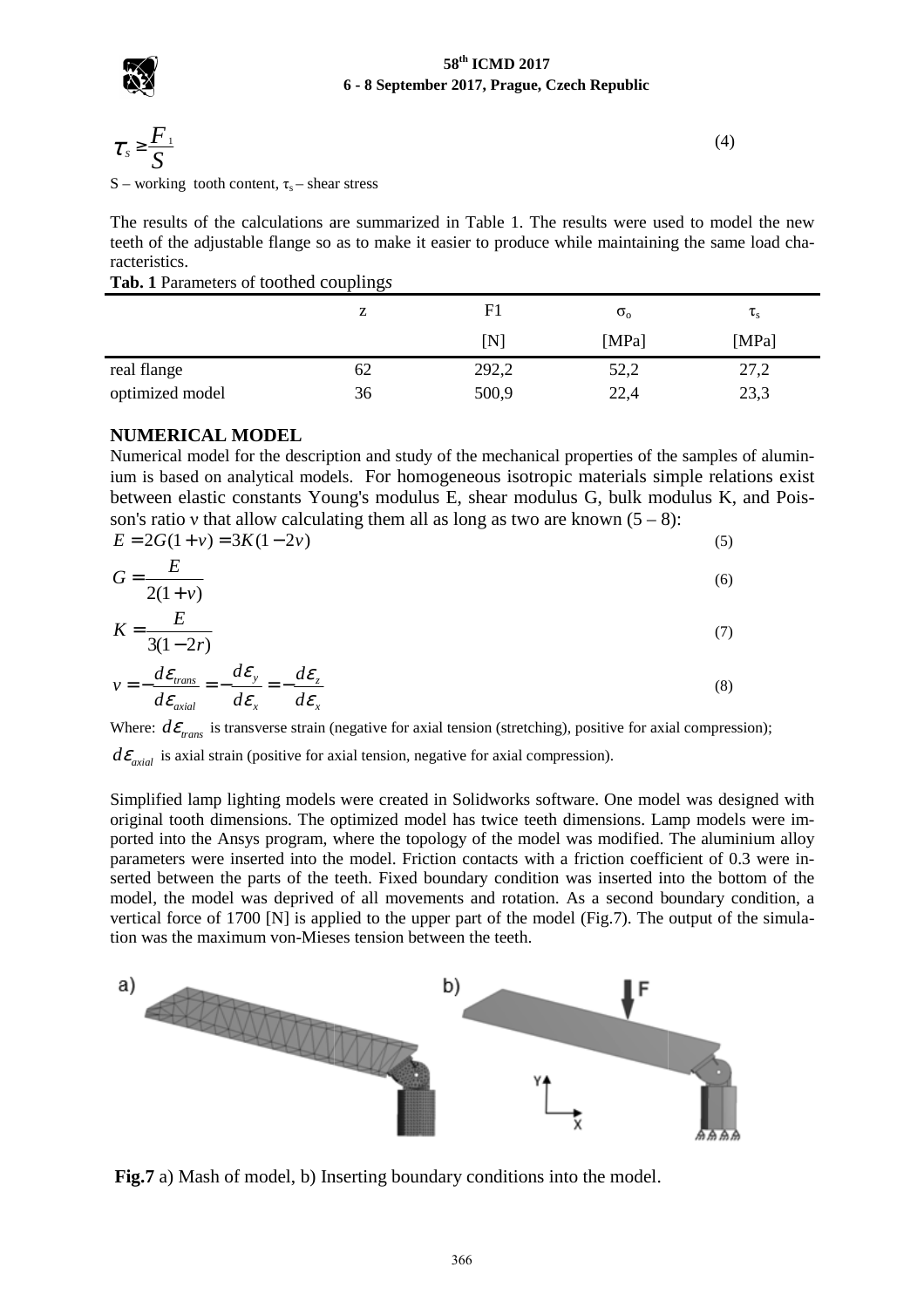$$\tau_s \geq \frac{F_1}{S} \tag{4}$$

S – working tooth content, $\tau_s$ – shear stress

The results of the calculations are summarized in Table 1. The results were used to model the new teeth of the adjustable flange so as to make it easier to produce while maintaining the same load characteristics.

**Tab. 1** Parameters of toothed couplings

| | z | F1 | $\sigma_o$ | $\tau_s$ |
|---|---|---|---|---|
| | | [N] | [MPa] | [MPa] |
| real flange | 62 | 292,2 | 52,2 | 27,2 |
| optimized model | 36 | 500,9 | 22,4 | 23,3 |

## NUMERICAL MODEL

Numerical model for the description and study of the mechanical properties of the samples of aluminium is based on analytical models. For homogeneous isotropic materials simple relations exist between elastic constants Young's modulus E, shear modulus G, bulk modulus K, and Poisson's ratio ν that allow calculating them all as long as two are known (5 – 8):

$$E = 2G(1+v) = 3K(1-2v) \tag{5}$$

$$G = \frac{E}{2(1+v)} \tag{6}$$

$$K = \frac{E}{3(1-2r)} \tag{7}$$

$$v = -\frac{d\varepsilon_{trans}}{d\varepsilon_{axial}} = -\frac{d\varepsilon_y}{d\varepsilon_x} = -\frac{d\varepsilon_z}{d\varepsilon_x} \tag{8}$$

Where: $d\varepsilon_{trans}$ is transverse strain (negative for axial tension (stretching), positive for axial compression); $d\varepsilon_{axial}$ is axial strain (positive for axial tension, negative for axial compression).

Simplified lamp lighting models were created in Solidworks software. One model was designed with original tooth dimensions. The optimized model has twice teeth dimensions. Lamp models were imported into the Ansys program, where the topology of the model was modified. The aluminium alloy parameters were inserted into the model. Friction contacts with a friction coefficient of 0.3 were inserted between the parts of the teeth. Fixed boundary condition was inserted into the bottom of the model, the model was deprived of all movements and rotation. As a second boundary condition, a vertical force of 1700 [N] is applied to the upper part of the model (Fig.7). The output of the simulation was the maximum von-Mieses tension between the teeth.

**Fig.7** a) Mash of model, b) Inserting boundary conditions into the model.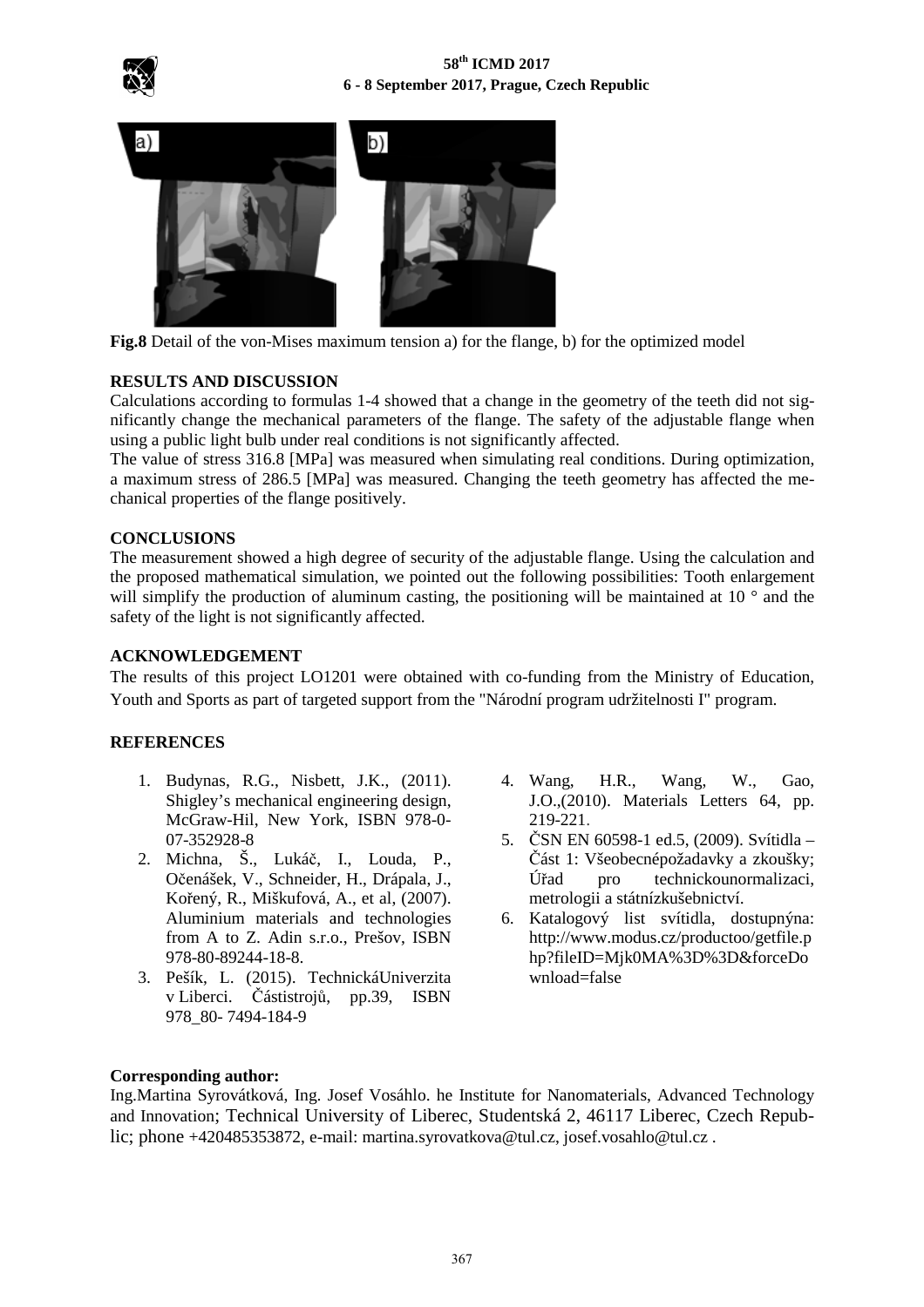**Fig.8** Detail of the von-Mises maximum tension a) for the flange, b) for the optimized model

## RESULTS AND DISCUSSION

Calculations according to formulas 1-4 showed that a change in the geometry of the teeth did not significantly change the mechanical parameters of the flange. The safety of the adjustable flange when using a public light bulb under real conditions is not significantly affected.

The value of stress 316.8 [MPa] was measured when simulating real conditions. During optimization, a maximum stress of 286.5 [MPa] was measured. Changing the teeth geometry has affected the mechanical properties of the flange positively.

## CONCLUSIONS

The measurement showed a high degree of security of the adjustable flange. Using the calculation and the proposed mathematical simulation, we pointed out the following possibilities: Tooth enlargement will simplify the production of aluminum casting, the positioning will be maintained at 10 ° and the safety of the light is not significantly affected.

## ACKNOWLEDGEMENT

The results of this project LO1201 were obtained with co-funding from the Ministry of Education, Youth and Sports as part of targeted support from the "Národní program udržitelnosti I" program.

## REFERENCES

1. Budynas, R.G., Nisbett, J.K., (2011). Shigley's mechanical engineering design, McGraw-Hil, New York, ISBN 978-0-07-352928-8
2. Michna, Š., Lukáč, I., Louda, P., Očenášek, V., Schneider, H., Drápala, J., Kořený, R., Miškufová, A., et al, (2007). Aluminium materials and technologies from A to Z. Adin s.r.o., Prešov, ISBN 978-80-89244-18-8.
3. Pešík, L. (2015). TechnickáUniverzita v Liberci. Částistrojů, pp.39, ISBN 978_80- 7494-184-9
4. Wang, H.R., Wang, W., Gao, J.O.,(2010). Materials Letters 64, pp. 219-221.
5. ČSN EN 60598-1 ed.5, (2009). Svítidla – Část 1: Všeobecnépožadavky a zkoušky; Úřad pro technickounormalizaci, metrologii a státnízkušebnictví.
6. Katalogový list svítidla, dostupnýna: http://www.modus.cz/productoo/getfile.php?fileID=Mjk0MA%3D%3D&forceDownload=false

**Corresponding author:**

Ing.Martina Syrovátková, Ing. Josef Vosáhlo. he Institute for Nanomaterials, Advanced Technology and Innovation; Technical University of Liberec, Studentská 2, 46117 Liberec, Czech Republic; phone +420485353872, e-mail: martina.syrovatkova@tul.cz, josef.vosahlo@tul.cz .